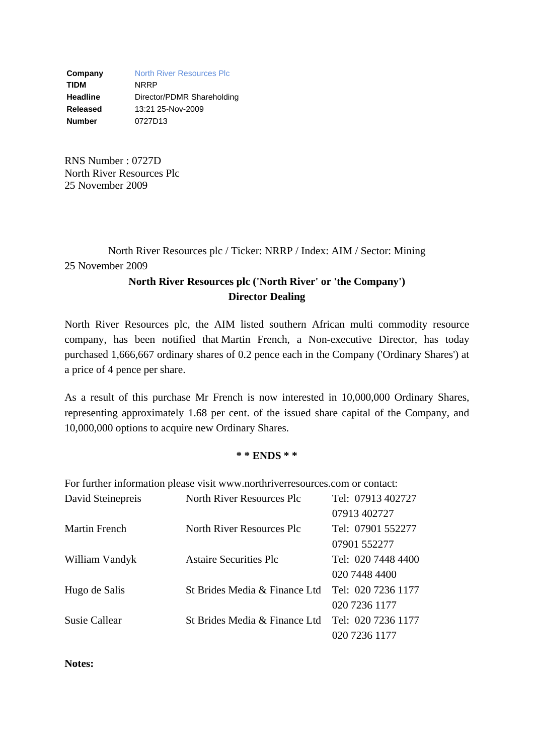| | |
|---|---|
| **Company** | North River Resources Plc |
| **TIDM** | NRRP |
| **Headline** | Director/PDMR Shareholding |
| **Released** | 13:21 25-Nov-2009 |
| **Number** | 0727D13 |

RNS Number : 0727D
North River Resources Plc
25 November 2009

North River Resources plc / Ticker: NRRP / Index: AIM / Sector: Mining

25 November 2009

**North River Resources plc ('North River' or 'the Company')**

**Director Dealing**

North River Resources plc, the AIM listed southern African multi commodity resource company, has been notified that Martin French, a Non-executive Director, has today purchased 1,666,667 ordinary shares of 0.2 pence each in the Company ('Ordinary Shares') at a price of 4 pence per share.

As a result of this purchase Mr French is now interested in 10,000,000 Ordinary Shares, representing approximately 1.68 per cent. of the issued share capital of the Company, and 10,000,000 options to acquire new Ordinary Shares.

**\* \* ENDS \* \***

For further information please visit www.northriverresources.com or contact:

| | | |
|---|---|---|
| David Steinepreis | North River Resources Plc | Tel: 07913 402727 07913 402727 |
| Martin French | North River Resources Plc | Tel: 07901 552277 07901 552277 |
| William Vandyk | Astaire Securities Plc | Tel: 020 7448 4400 020 7448 4400 |
| Hugo de Salis | St Brides Media & Finance Ltd | Tel: 020 7236 1177 020 7236 1177 |
| Susie Callear | St Brides Media & Finance Ltd | Tel: 020 7236 1177 020 7236 1177 |

**Notes:**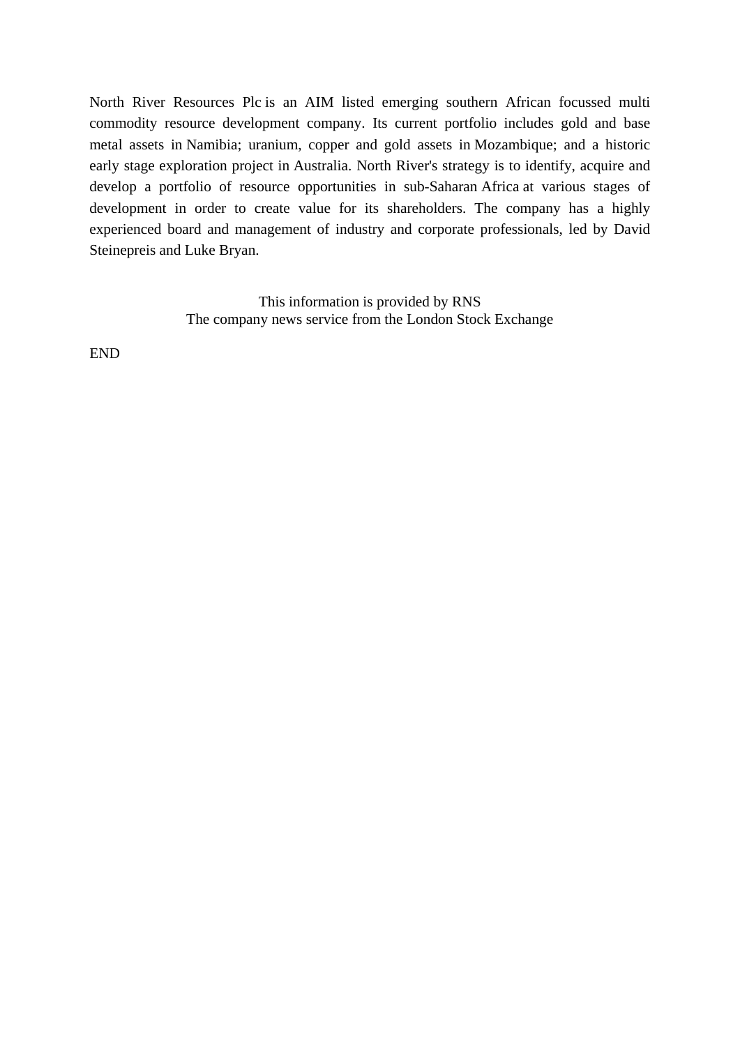North River Resources Plc is an AIM listed emerging southern African focussed multi commodity resource development company. Its current portfolio includes gold and base metal assets in Namibia; uranium, copper and gold assets in Mozambique; and a historic early stage exploration project in Australia. North River's strategy is to identify, acquire and develop a portfolio of resource opportunities in sub-Saharan Africa at various stages of development in order to create value for its shareholders. The company has a highly experienced board and management of industry and corporate professionals, led by David Steinepreis and Luke Bryan.

This information is provided by RNS
The company news service from the London Stock Exchange

END